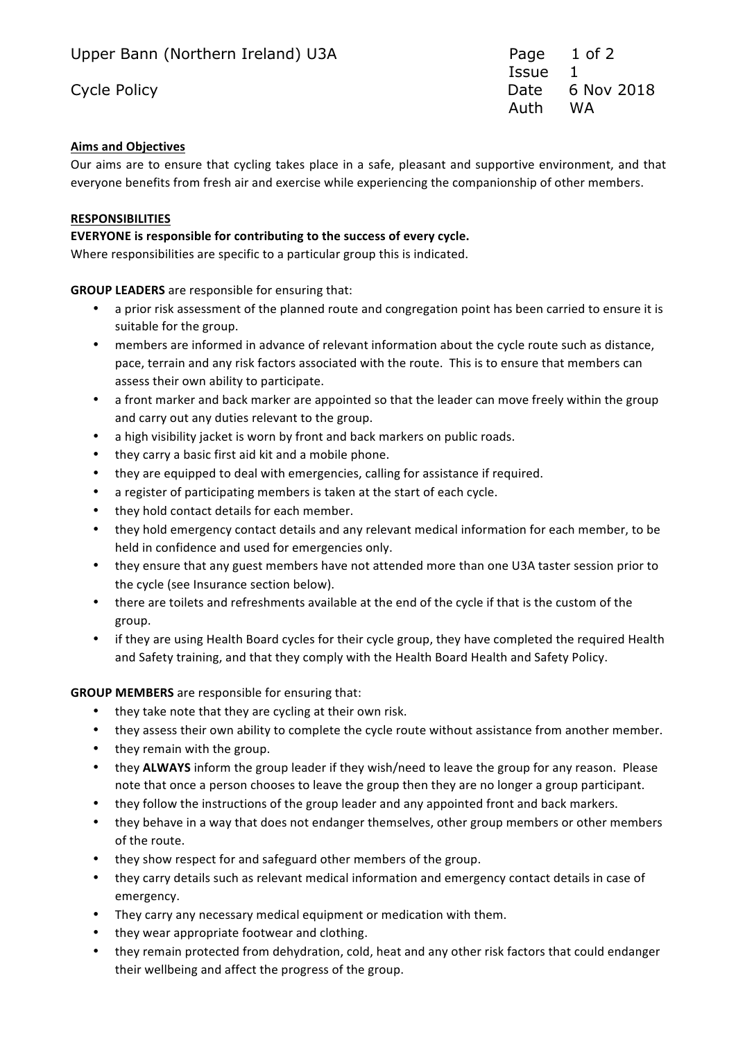Upper Bann (Northern Ireland) U3A

Cycle Policy

Issue 1
Date 6 Nov 2018
Auth WA

**Aims and Objectives**

Our aims are to ensure that cycling takes place in a safe, pleasant and supportive environment, and that everyone benefits from fresh air and exercise while experiencing the companionship of other members.

**RESPONSIBILITIES**

**EVERYONE is responsible for contributing to the success of every cycle.**

Where responsibilities are specific to a particular group this is indicated.

**GROUP LEADERS** are responsible for ensuring that:

- a prior risk assessment of the planned route and congregation point has been carried to ensure it is suitable for the group.
- members are informed in advance of relevant information about the cycle route such as distance, pace, terrain and any risk factors associated with the route. This is to ensure that members can assess their own ability to participate.
- a front marker and back marker are appointed so that the leader can move freely within the group and carry out any duties relevant to the group.
- a high visibility jacket is worn by front and back markers on public roads.
- they carry a basic first aid kit and a mobile phone.
- they are equipped to deal with emergencies, calling for assistance if required.
- a register of participating members is taken at the start of each cycle.
- they hold contact details for each member.
- they hold emergency contact details and any relevant medical information for each member, to be held in confidence and used for emergencies only.
- they ensure that any guest members have not attended more than one U3A taster session prior to the cycle (see Insurance section below).
- there are toilets and refreshments available at the end of the cycle if that is the custom of the group.
- if they are using Health Board cycles for their cycle group, they have completed the required Health and Safety training, and that they comply with the Health Board Health and Safety Policy.

**GROUP MEMBERS** are responsible for ensuring that:

- they take note that they are cycling at their own risk.
- they assess their own ability to complete the cycle route without assistance from another member.
- they remain with the group.
- they **ALWAYS** inform the group leader if they wish/need to leave the group for any reason. Please note that once a person chooses to leave the group then they are no longer a group participant.
- they follow the instructions of the group leader and any appointed front and back markers.
- they behave in a way that does not endanger themselves, other group members or other members of the route.
- they show respect for and safeguard other members of the group.
- they carry details such as relevant medical information and emergency contact details in case of emergency.
- They carry any necessary medical equipment or medication with them.
- they wear appropriate footwear and clothing.
- they remain protected from dehydration, cold, heat and any other risk factors that could endanger their wellbeing and affect the progress of the group.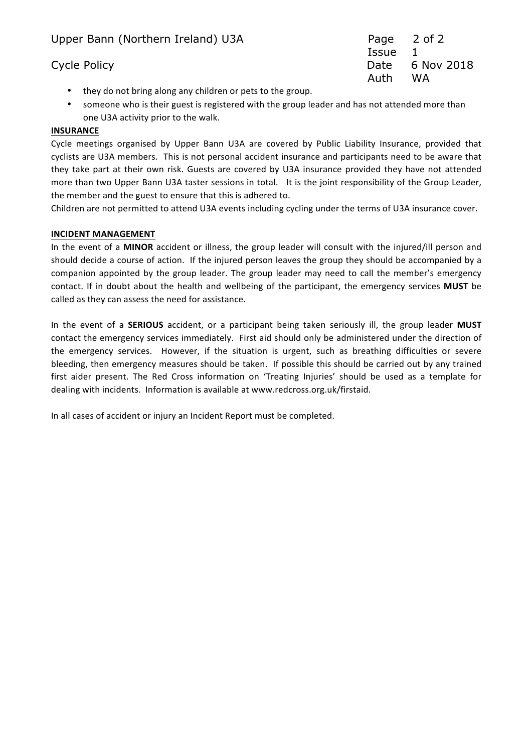- they do not bring along any children or pets to the group.
- someone who is their guest is registered with the group leader and has not attended more than one U3A activity prior to the walk.

**INSURANCE**

Cycle meetings organised by Upper Bann U3A are covered by Public Liability Insurance, provided that cyclists are U3A members. This is not personal accident insurance and participants need to be aware that they take part at their own risk. Guests are covered by U3A insurance provided they have not attended more than two Upper Bann U3A taster sessions in total. It is the joint responsibility of the Group Leader, the member and the guest to ensure that this is adhered to.

Children are not permitted to attend U3A events including cycling under the terms of U3A insurance cover.

**INCIDENT MANAGEMENT**

In the event of a **MINOR** accident or illness, the group leader will consult with the injured/ill person and should decide a course of action. If the injured person leaves the group they should be accompanied by a companion appointed by the group leader. The group leader may need to call the member's emergency contact. If in doubt about the health and wellbeing of the participant, the emergency services **MUST** be called as they can assess the need for assistance.

In the event of a **SERIOUS** accident, or a participant being taken seriously ill, the group leader **MUST** contact the emergency services immediately. First aid should only be administered under the direction of the emergency services. However, if the situation is urgent, such as breathing difficulties or severe bleeding, then emergency measures should be taken. If possible this should be carried out by any trained first aider present. The Red Cross information on 'Treating Injuries' should be used as a template for dealing with incidents. Information is available at www.redcross.org.uk/firstaid.

In all cases of accident or injury an Incident Report must be completed.